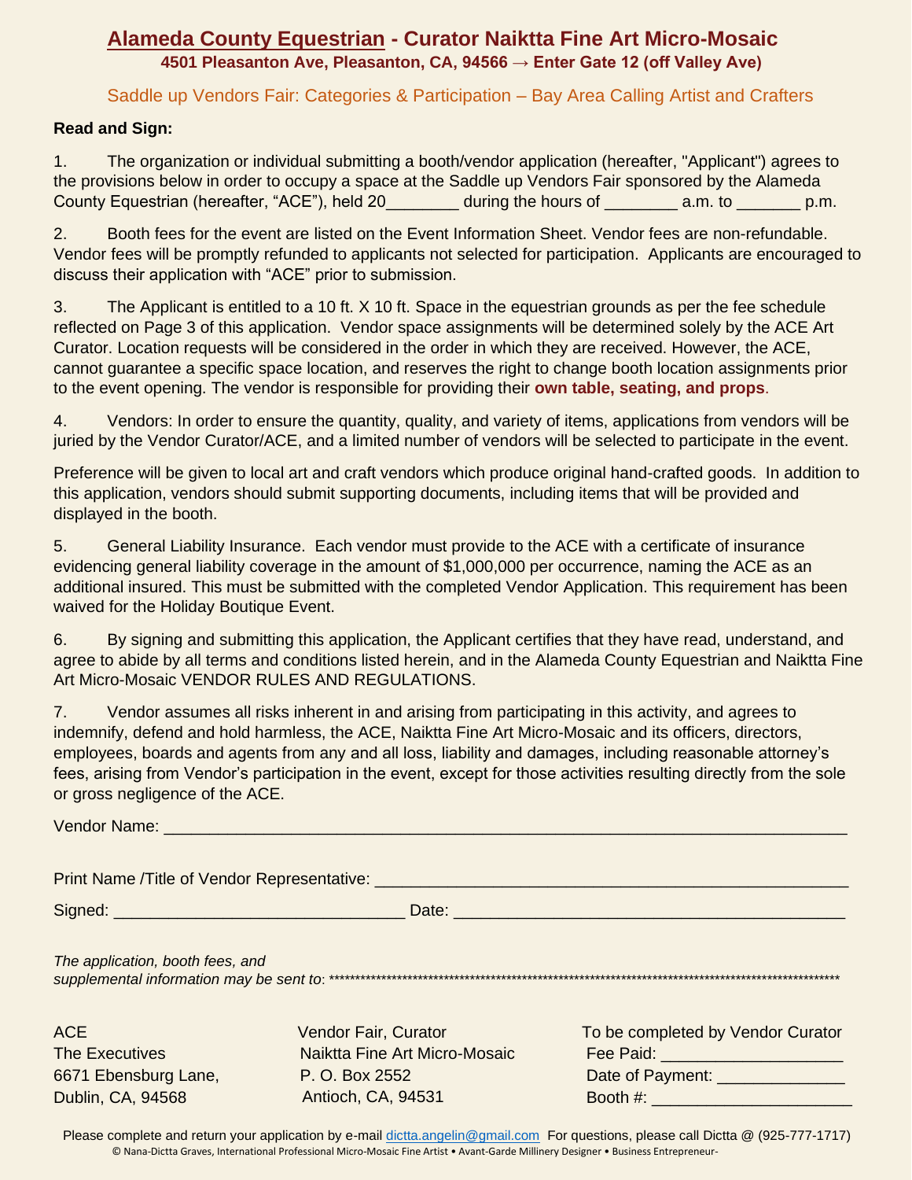# Alameda County Equestrian - Curator Naiktta Fine Art Micro-Mosaic

**4501 Pleasanton Ave, Pleasanton, CA, 94566 → Enter Gate 12 (off Valley Ave)**

## Saddle up Vendors Fair: Categories & Participation – Bay Area Calling Artist and Crafters

**Read and Sign:**

1. The organization or individual submitting a booth/vendor application (hereafter, "Applicant") agrees to the provisions below in order to occupy a space at the Saddle up Vendors Fair sponsored by the Alameda County Equestrian (hereafter, "ACE"), held 20________ during the hours of ________ a.m. to _______ p.m.

2. Booth fees for the event are listed on the Event Information Sheet. Vendor fees are non-refundable. Vendor fees will be promptly refunded to applicants not selected for participation. Applicants are encouraged to discuss their application with "ACE" prior to submission.

3. The Applicant is entitled to a 10 ft. X 10 ft. Space in the equestrian grounds as per the fee schedule reflected on Page 3 of this application. Vendor space assignments will be determined solely by the ACE Art Curator. Location requests will be considered in the order in which they are received. However, the ACE, cannot guarantee a specific space location, and reserves the right to change booth location assignments prior to the event opening. The vendor is responsible for providing their **own table, seating, and props**.

4. Vendors: In order to ensure the quantity, quality, and variety of items, applications from vendors will be juried by the Vendor Curator/ACE, and a limited number of vendors will be selected to participate in the event.

Preference will be given to local art and craft vendors which produce original hand-crafted goods. In addition to this application, vendors should submit supporting documents, including items that will be provided and displayed in the booth.

5. General Liability Insurance. Each vendor must provide to the ACE with a certificate of insurance evidencing general liability coverage in the amount of $1,000,000 per occurrence, naming the ACE as an additional insured. This must be submitted with the completed Vendor Application. This requirement has been waived for the Holiday Boutique Event.

6. By signing and submitting this application, the Applicant certifies that they have read, understand, and agree to abide by all terms and conditions listed herein, and in the Alameda County Equestrian and Naiktta Fine Art Micro-Mosaic VENDOR RULES AND REGULATIONS.

7. Vendor assumes all risks inherent in and arising from participating in this activity, and agrees to indemnify, defend and hold harmless, the ACE, Naiktta Fine Art Micro-Mosaic and its officers, directors, employees, boards and agents from any and all loss, liability and damages, including reasonable attorney's fees, arising from Vendor's participation in the event, except for those activities resulting directly from the sole or gross negligence of the ACE.

Vendor Name: ______________________________________________________________________

Print Name /Title of Vendor Representative: _______________________________________________

Signed: _______________________________ Date: __________________________________________

*The application, booth fees, and supplemental information may be sent to*: ***********************************************************************************************

ACE
The Executives
6671 Ebensburg Lane,
Dublin, CA, 94568

Vendor Fair, Curator
Naiktta Fine Art Micro-Mosaic
P. O. Box 2552
Antioch, CA, 94531

To be completed by Vendor Curator
Fee Paid: ___________________
Date of Payment: ______________
Booth #: _____________________

Please complete and return your application by e-mail dictta.angelin@gmail.com For questions, please call Dictta @ (925-777-1717)

© Nana-Dictta Graves, International Professional Micro-Mosaic Fine Artist • Avant-Garde Millinery Designer • Business Entrepreneur-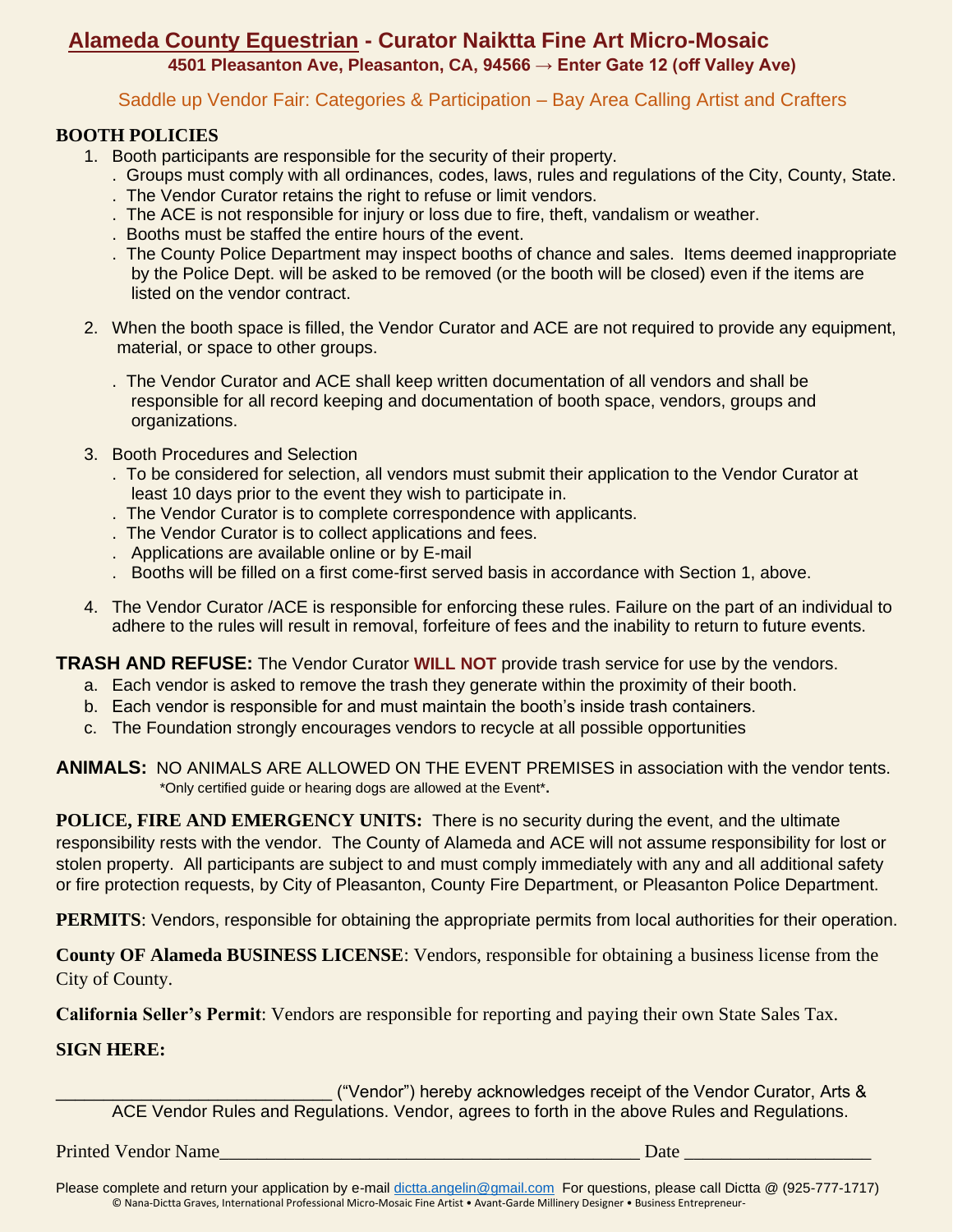# Alameda County Equestrian - Curator Naiktta Fine Art Micro-Mosaic

**4501 Pleasanton Ave, Pleasanton, CA, 94566 → Enter Gate 12 (off Valley Ave)**

Saddle up Vendor Fair: Categories & Participation – Bay Area Calling Artist and Crafters

## BOOTH POLICIES

1. Booth participants are responsible for the security of their property.
   - Groups must comply with all ordinances, codes, laws, rules and regulations of the City, County, State.
   - The Vendor Curator retains the right to refuse or limit vendors.
   - The ACE is not responsible for injury or loss due to fire, theft, vandalism or weather.
   - Booths must be staffed the entire hours of the event.
   - The County Police Department may inspect booths of chance and sales. Items deemed inappropriate by the Police Dept. will be asked to be removed (or the booth will be closed) even if the items are listed on the vendor contract.

2. When the booth space is filled, the Vendor Curator and ACE are not required to provide any equipment, material, or space to other groups.
   - The Vendor Curator and ACE shall keep written documentation of all vendors and shall be responsible for all record keeping and documentation of booth space, vendors, groups and organizations.

3. Booth Procedures and Selection
   - To be considered for selection, all vendors must submit their application to the Vendor Curator at least 10 days prior to the event they wish to participate in.
   - The Vendor Curator is to complete correspondence with applicants.
   - The Vendor Curator is to collect applications and fees.
   - Applications are available online or by E-mail
   - Booths will be filled on a first come-first served basis in accordance with Section 1, above.

4. The Vendor Curator /ACE is responsible for enforcing these rules. Failure on the part of an individual to adhere to the rules will result in removal, forfeiture of fees and the inability to return to future events.

**TRASH AND REFUSE:** The Vendor Curator **WILL NOT** provide trash service for use by the vendors.

a. Each vendor is asked to remove the trash they generate within the proximity of their booth.
b. Each vendor is responsible for and must maintain the booth's inside trash containers.
c. The Foundation strongly encourages vendors to recycle at all possible opportunities

**ANIMALS:** NO ANIMALS ARE ALLOWED ON THE EVENT PREMISES in association with the vendor tents. *Only certified guide or hearing dogs are allowed at the Event*.

**POLICE, FIRE AND EMERGENCY UNITS:** There is no security during the event, and the ultimate responsibility rests with the vendor. The County of Alameda and ACE will not assume responsibility for lost or stolen property. All participants are subject to and must comply immediately with any and all additional safety or fire protection requests, by City of Pleasanton, County Fire Department, or Pleasanton Police Department.

**PERMITS**: Vendors, responsible for obtaining the appropriate permits from local authorities for their operation.

**County OF Alameda BUSINESS LICENSE**: Vendors, responsible for obtaining a business license from the City of County.

**California Seller's Permit**: Vendors are responsible for reporting and paying their own State Sales Tax.

**SIGN HERE:**

____________________________ ("Vendor") hereby acknowledges receipt of the Vendor Curator, Arts & ACE Vendor Rules and Regulations. Vendor, agrees to forth in the above Rules and Regulations.

Printed Vendor Name_____________________________________________ Date ____________________

Please complete and return your application by e-mail dictta.angelin@gmail.com For questions, please call Dictta @ (925-777-1717)

© Nana-Dictta Graves, International Professional Micro-Mosaic Fine Artist • Avant-Garde Millinery Designer • Business Entrepreneur-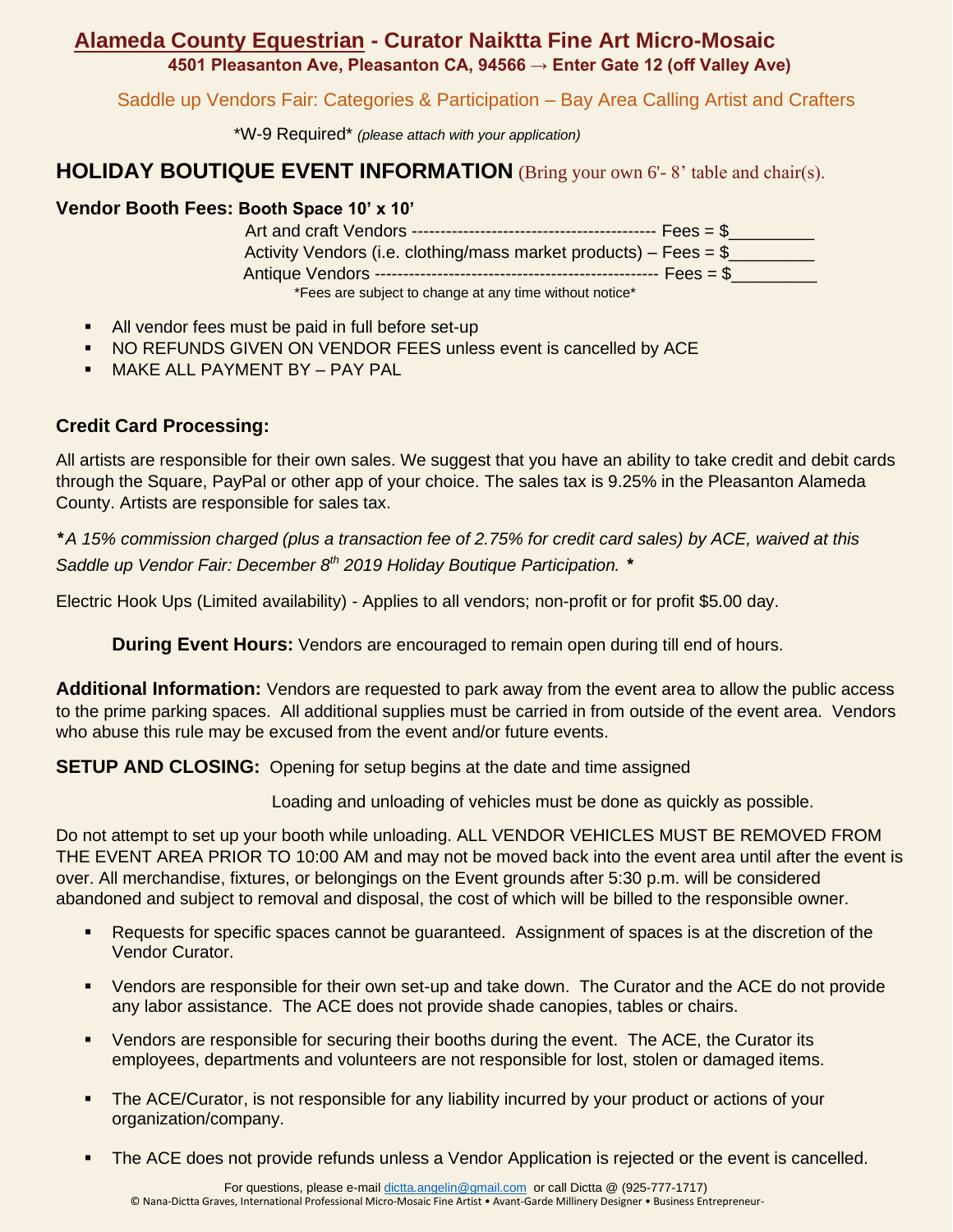# Alameda County Equestrian - Curator Naiktta Fine Art Micro-Mosaic

**4501 Pleasanton Ave, Pleasanton CA, 94566 → Enter Gate 12 (off Valley Ave)**

Saddle up Vendors Fair: Categories & Participation – Bay Area Calling Artist and Crafters

*W-9 Required* *(please attach with your application)*

## HOLIDAY BOUTIQUE EVENT INFORMATION (Bring your own 6'- 8' table and chair(s).

**Vendor Booth Fees: Booth Space 10' x 10'**

Art and craft Vendors ------------------------------------------ Fees = $_________

Activity Vendors (i.e. clothing/mass market products) – Fees = $_________

Antique Vendors ------------------------------------------------ Fees = $_________

*Fees are subject to change at any time without notice*

- All vendor fees must be paid in full before set-up
- NO REFUNDS GIVEN ON VENDOR FEES unless event is cancelled by ACE
- MAKE ALL PAYMENT BY – PAY PAL

### Credit Card Processing:

All artists are responsible for their own sales. We suggest that you have an ability to take credit and debit cards through the Square, PayPal or other app of your choice. The sales tax is 9.25% in the Pleasanton Alameda County. Artists are responsible for sales tax.

***A 15% commission charged (plus a transaction fee of 2.75% for credit card sales) by ACE, waived at this Saddle up Vendor Fair: December 8th 2019 Holiday Boutique Participation. ***

Electric Hook Ups (Limited availability) - Applies to all vendors; non-profit or for profit $5.00 day.

**During Event Hours:** Vendors are encouraged to remain open during till end of hours.

**Additional Information:** Vendors are requested to park away from the event area to allow the public access to the prime parking spaces. All additional supplies must be carried in from outside of the event area. Vendors who abuse this rule may be excused from the event and/or future events.

**SETUP AND CLOSING:** Opening for setup begins at the date and time assigned

Loading and unloading of vehicles must be done as quickly as possible.

Do not attempt to set up your booth while unloading. ALL VENDOR VEHICLES MUST BE REMOVED FROM THE EVENT AREA PRIOR TO 10:00 AM and may not be moved back into the event area until after the event is over. All merchandise, fixtures, or belongings on the Event grounds after 5:30 p.m. will be considered abandoned and subject to removal and disposal, the cost of which will be billed to the responsible owner.

- Requests for specific spaces cannot be guaranteed. Assignment of spaces is at the discretion of the Vendor Curator.
- Vendors are responsible for their own set-up and take down. The Curator and the ACE do not provide any labor assistance. The ACE does not provide shade canopies, tables or chairs.
- Vendors are responsible for securing their booths during the event. The ACE, the Curator its employees, departments and volunteers are not responsible for lost, stolen or damaged items.
- The ACE/Curator, is not responsible for any liability incurred by your product or actions of your organization/company.
- The ACE does not provide refunds unless a Vendor Application is rejected or the event is cancelled.

For questions, please e-mail dictta.angelin@gmail.com or call Dictta @ (925-777-1717)

© Nana-Dictta Graves, International Professional Micro-Mosaic Fine Artist • Avant-Garde Millinery Designer • Business Entrepreneur-